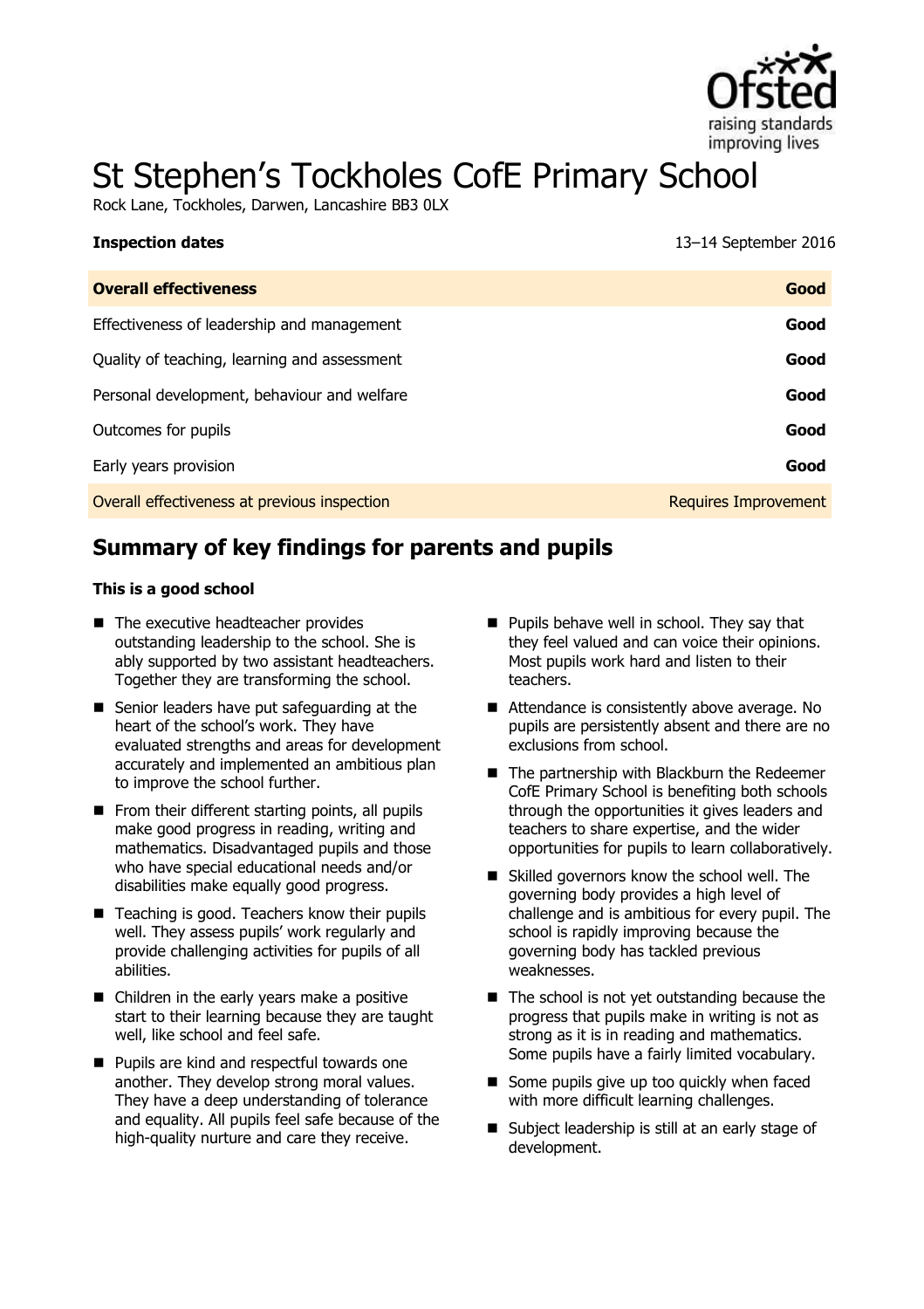# St Stephen's Tockholes CofE Primary School

Rock Lane, Tockholes, Darwen, Lancashire BB3 0LX

**Inspection dates** 13–14 September 2016

| **Overall effectiveness** | **Good** |
|---|---|
| Effectiveness of leadership and management | **Good** |
| Quality of teaching, learning and assessment | **Good** |
| Personal development, behaviour and welfare | **Good** |
| Outcomes for pupils | **Good** |
| Early years provision | **Good** |
| Overall effectiveness at previous inspection | Requires Improvement |

## Summary of key findings for parents and pupils

**This is a good school**

- The executive headteacher provides outstanding leadership to the school. She is ably supported by two assistant headteachers. Together they are transforming the school.
- Senior leaders have put safeguarding at the heart of the school's work. They have evaluated strengths and areas for development accurately and implemented an ambitious plan to improve the school further.
- From their different starting points, all pupils make good progress in reading, writing and mathematics. Disadvantaged pupils and those who have special educational needs and/or disabilities make equally good progress.
- Teaching is good. Teachers know their pupils well. They assess pupils' work regularly and provide challenging activities for pupils of all abilities.
- Children in the early years make a positive start to their learning because they are taught well, like school and feel safe.
- Pupils are kind and respectful towards one another. They develop strong moral values. They have a deep understanding of tolerance and equality. All pupils feel safe because of the high-quality nurture and care they receive.
- Pupils behave well in school. They say that they feel valued and can voice their opinions. Most pupils work hard and listen to their teachers.
- Attendance is consistently above average. No pupils are persistently absent and there are no exclusions from school.
- The partnership with Blackburn the Redeemer CofE Primary School is benefiting both schools through the opportunities it gives leaders and teachers to share expertise, and the wider opportunities for pupils to learn collaboratively.
- Skilled governors know the school well. The governing body provides a high level of challenge and is ambitious for every pupil. The school is rapidly improving because the governing body has tackled previous weaknesses.
- The school is not yet outstanding because the progress that pupils make in writing is not as strong as it is in reading and mathematics. Some pupils have a fairly limited vocabulary.
- Some pupils give up too quickly when faced with more difficult learning challenges.
- Subject leadership is still at an early stage of development.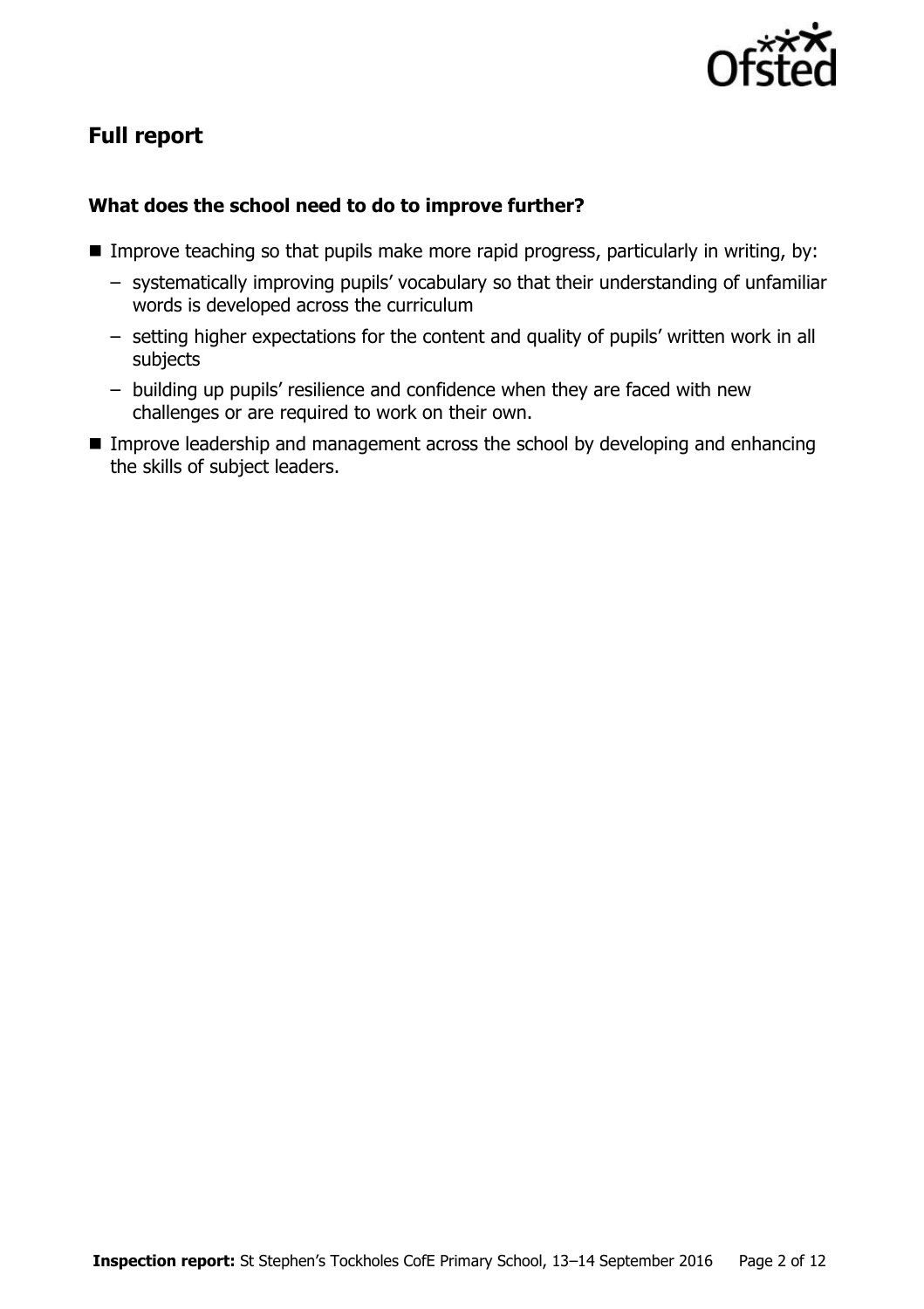## Full report

### What does the school need to do to improve further?

- Improve teaching so that pupils make more rapid progress, particularly in writing, by:
  - systematically improving pupils' vocabulary so that their understanding of unfamiliar words is developed across the curriculum
  - setting higher expectations for the content and quality of pupils' written work in all subjects
  - building up pupils' resilience and confidence when they are faced with new challenges or are required to work on their own.
- Improve leadership and management across the school by developing and enhancing the skills of subject leaders.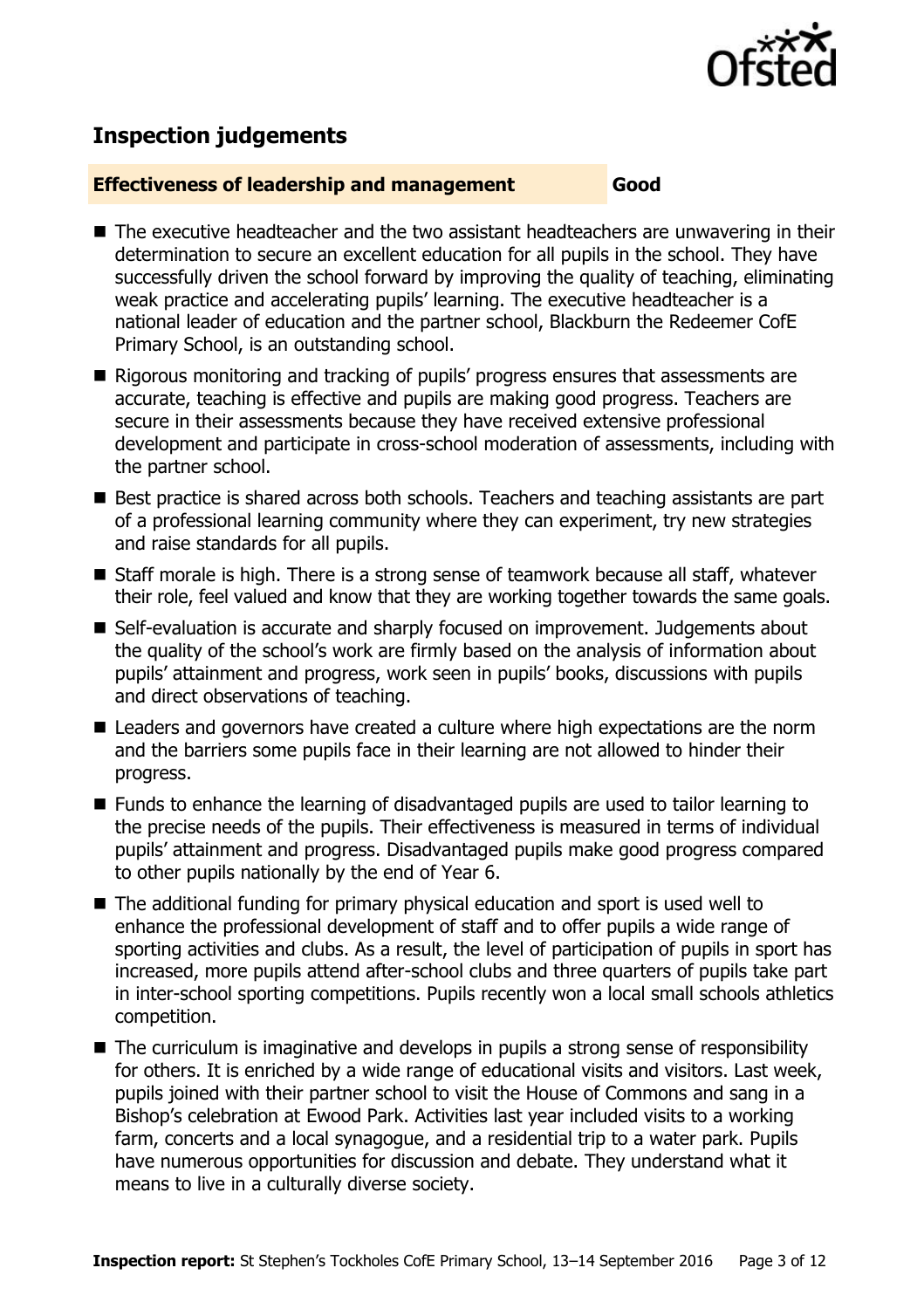## Inspection judgements

**Effectiveness of leadership and management** **Good**

- The executive headteacher and the two assistant headteachers are unwavering in their determination to secure an excellent education for all pupils in the school. They have successfully driven the school forward by improving the quality of teaching, eliminating weak practice and accelerating pupils' learning. The executive headteacher is a national leader of education and the partner school, Blackburn the Redeemer CofE Primary School, is an outstanding school.
- Rigorous monitoring and tracking of pupils' progress ensures that assessments are accurate, teaching is effective and pupils are making good progress. Teachers are secure in their assessments because they have received extensive professional development and participate in cross-school moderation of assessments, including with the partner school.
- Best practice is shared across both schools. Teachers and teaching assistants are part of a professional learning community where they can experiment, try new strategies and raise standards for all pupils.
- Staff morale is high. There is a strong sense of teamwork because all staff, whatever their role, feel valued and know that they are working together towards the same goals.
- Self-evaluation is accurate and sharply focused on improvement. Judgements about the quality of the school's work are firmly based on the analysis of information about pupils' attainment and progress, work seen in pupils' books, discussions with pupils and direct observations of teaching.
- Leaders and governors have created a culture where high expectations are the norm and the barriers some pupils face in their learning are not allowed to hinder their progress.
- Funds to enhance the learning of disadvantaged pupils are used to tailor learning to the precise needs of the pupils. Their effectiveness is measured in terms of individual pupils' attainment and progress. Disadvantaged pupils make good progress compared to other pupils nationally by the end of Year 6.
- The additional funding for primary physical education and sport is used well to enhance the professional development of staff and to offer pupils a wide range of sporting activities and clubs. As a result, the level of participation of pupils in sport has increased, more pupils attend after-school clubs and three quarters of pupils take part in inter-school sporting competitions. Pupils recently won a local small schools athletics competition.
- The curriculum is imaginative and develops in pupils a strong sense of responsibility for others. It is enriched by a wide range of educational visits and visitors. Last week, pupils joined with their partner school to visit the House of Commons and sang in a Bishop's celebration at Ewood Park. Activities last year included visits to a working farm, concerts and a local synagogue, and a residential trip to a water park. Pupils have numerous opportunities for discussion and debate. They understand what it means to live in a culturally diverse society.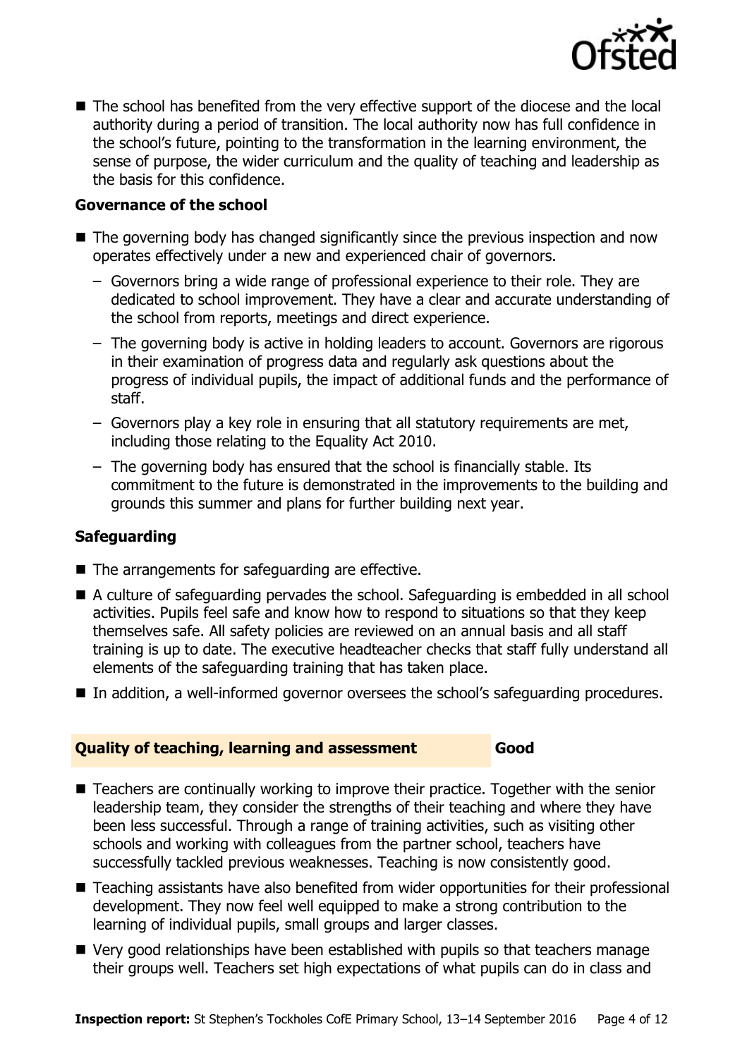- The school has benefited from the very effective support of the diocese and the local authority during a period of transition. The local authority now has full confidence in the school's future, pointing to the transformation in the learning environment, the sense of purpose, the wider curriculum and the quality of teaching and leadership as the basis for this confidence.

### Governance of the school

- The governing body has changed significantly since the previous inspection and now operates effectively under a new and experienced chair of governors.
  - Governors bring a wide range of professional experience to their role. They are dedicated to school improvement. They have a clear and accurate understanding of the school from reports, meetings and direct experience.
  - The governing body is active in holding leaders to account. Governors are rigorous in their examination of progress data and regularly ask questions about the progress of individual pupils, the impact of additional funds and the performance of staff.
  - Governors play a key role in ensuring that all statutory requirements are met, including those relating to the Equality Act 2010.
  - The governing body has ensured that the school is financially stable. Its commitment to the future is demonstrated in the improvements to the building and grounds this summer and plans for further building next year.

### Safeguarding

- The arrangements for safeguarding are effective.
- A culture of safeguarding pervades the school. Safeguarding is embedded in all school activities. Pupils feel safe and know how to respond to situations so that they keep themselves safe. All safety policies are reviewed on an annual basis and all staff training is up to date. The executive headteacher checks that staff fully understand all elements of the safeguarding training that has taken place.
- In addition, a well-informed governor oversees the school's safeguarding procedures.

## Quality of teaching, learning and assessment — Good

- Teachers are continually working to improve their practice. Together with the senior leadership team, they consider the strengths of their teaching and where they have been less successful. Through a range of training activities, such as visiting other schools and working with colleagues from the partner school, teachers have successfully tackled previous weaknesses. Teaching is now consistently good.
- Teaching assistants have also benefited from wider opportunities for their professional development. They now feel well equipped to make a strong contribution to the learning of individual pupils, small groups and larger classes.
- Very good relationships have been established with pupils so that teachers manage their groups well. Teachers set high expectations of what pupils can do in class and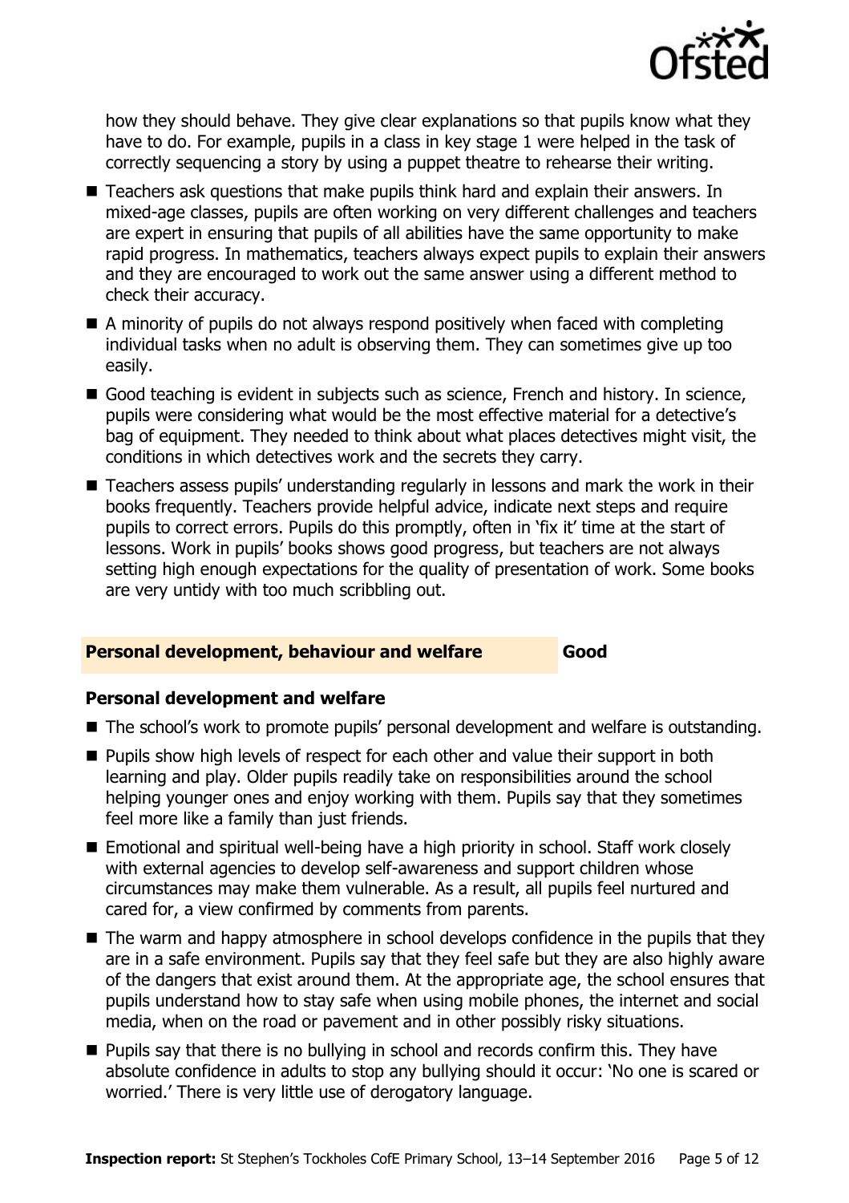how they should behave. They give clear explanations so that pupils know what they have to do. For example, pupils in a class in key stage 1 were helped in the task of correctly sequencing a story by using a puppet theatre to rehearse their writing.

- Teachers ask questions that make pupils think hard and explain their answers. In mixed-age classes, pupils are often working on very different challenges and teachers are expert in ensuring that pupils of all abilities have the same opportunity to make rapid progress. In mathematics, teachers always expect pupils to explain their answers and they are encouraged to work out the same answer using a different method to check their accuracy.
- A minority of pupils do not always respond positively when faced with completing individual tasks when no adult is observing them. They can sometimes give up too easily.
- Good teaching is evident in subjects such as science, French and history. In science, pupils were considering what would be the most effective material for a detective's bag of equipment. They needed to think about what places detectives might visit, the conditions in which detectives work and the secrets they carry.
- Teachers assess pupils' understanding regularly in lessons and mark the work in their books frequently. Teachers provide helpful advice, indicate next steps and require pupils to correct errors. Pupils do this promptly, often in 'fix it' time at the start of lessons. Work in pupils' books shows good progress, but teachers are not always setting high enough expectations for the quality of presentation of work. Some books are very untidy with too much scribbling out.

## Personal development, behaviour and welfare — Good

### Personal development and welfare

- The school's work to promote pupils' personal development and welfare is outstanding.
- Pupils show high levels of respect for each other and value their support in both learning and play. Older pupils readily take on responsibilities around the school helping younger ones and enjoy working with them. Pupils say that they sometimes feel more like a family than just friends.
- Emotional and spiritual well-being have a high priority in school. Staff work closely with external agencies to develop self-awareness and support children whose circumstances may make them vulnerable. As a result, all pupils feel nurtured and cared for, a view confirmed by comments from parents.
- The warm and happy atmosphere in school develops confidence in the pupils that they are in a safe environment. Pupils say that they feel safe but they are also highly aware of the dangers that exist around them. At the appropriate age, the school ensures that pupils understand how to stay safe when using mobile phones, the internet and social media, when on the road or pavement and in other possibly risky situations.
- Pupils say that there is no bullying in school and records confirm this. They have absolute confidence in adults to stop any bullying should it occur: 'No one is scared or worried.' There is very little use of derogatory language.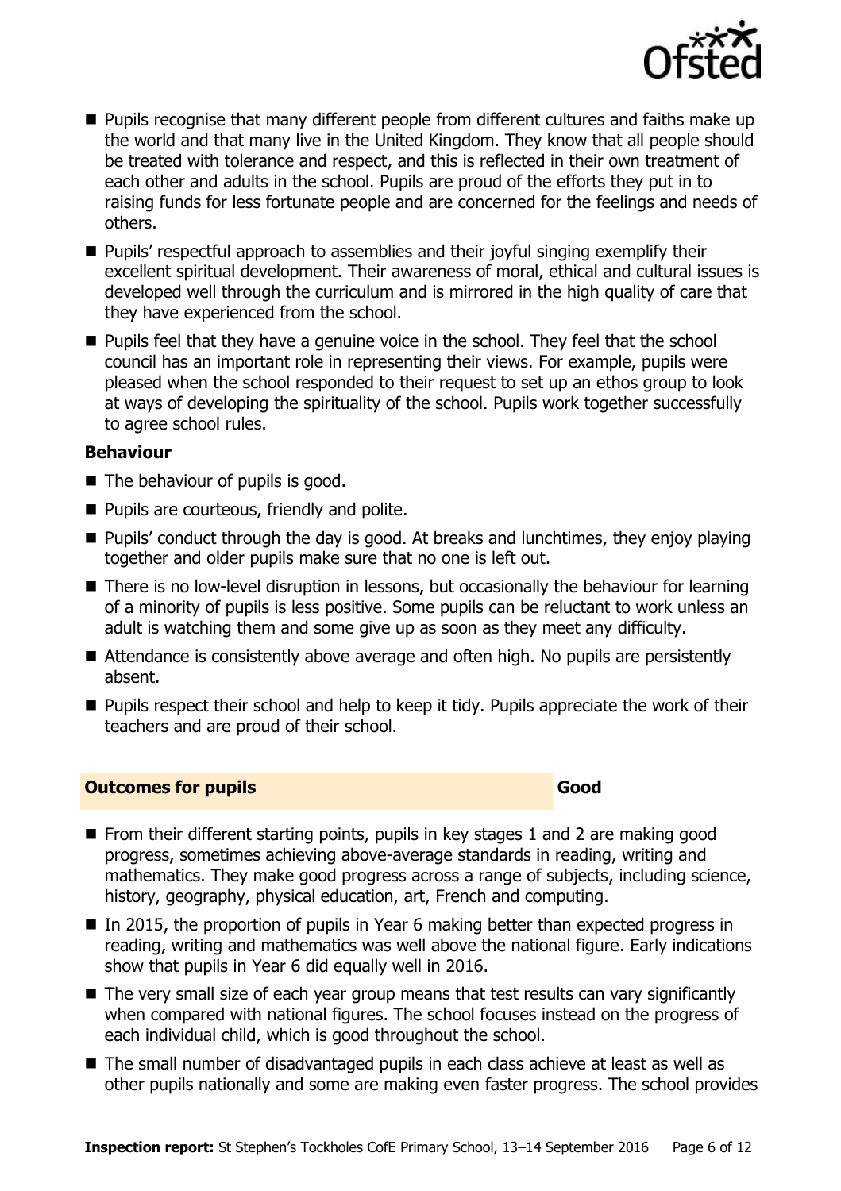- Pupils recognise that many different people from different cultures and faiths make up the world and that many live in the United Kingdom. They know that all people should be treated with tolerance and respect, and this is reflected in their own treatment of each other and adults in the school. Pupils are proud of the efforts they put in to raising funds for less fortunate people and are concerned for the feelings and needs of others.
- Pupils' respectful approach to assemblies and their joyful singing exemplify their excellent spiritual development. Their awareness of moral, ethical and cultural issues is developed well through the curriculum and is mirrored in the high quality of care that they have experienced from the school.
- Pupils feel that they have a genuine voice in the school. They feel that the school council has an important role in representing their views. For example, pupils were pleased when the school responded to their request to set up an ethos group to look at ways of developing the spirituality of the school. Pupils work together successfully to agree school rules.

### Behaviour

- The behaviour of pupils is good.
- Pupils are courteous, friendly and polite.
- Pupils' conduct through the day is good. At breaks and lunchtimes, they enjoy playing together and older pupils make sure that no one is left out.
- There is no low-level disruption in lessons, but occasionally the behaviour for learning of a minority of pupils is less positive. Some pupils can be reluctant to work unless an adult is watching them and some give up as soon as they meet any difficulty.
- Attendance is consistently above average and often high. No pupils are persistently absent.
- Pupils respect their school and help to keep it tidy. Pupils appreciate the work of their teachers and are proud of their school.

## Outcomes for pupils — Good

- From their different starting points, pupils in key stages 1 and 2 are making good progress, sometimes achieving above-average standards in reading, writing and mathematics. They make good progress across a range of subjects, including science, history, geography, physical education, art, French and computing.
- In 2015, the proportion of pupils in Year 6 making better than expected progress in reading, writing and mathematics was well above the national figure. Early indications show that pupils in Year 6 did equally well in 2016.
- The very small size of each year group means that test results can vary significantly when compared with national figures. The school focuses instead on the progress of each individual child, which is good throughout the school.
- The small number of disadvantaged pupils in each class achieve at least as well as other pupils nationally and some are making even faster progress. The school provides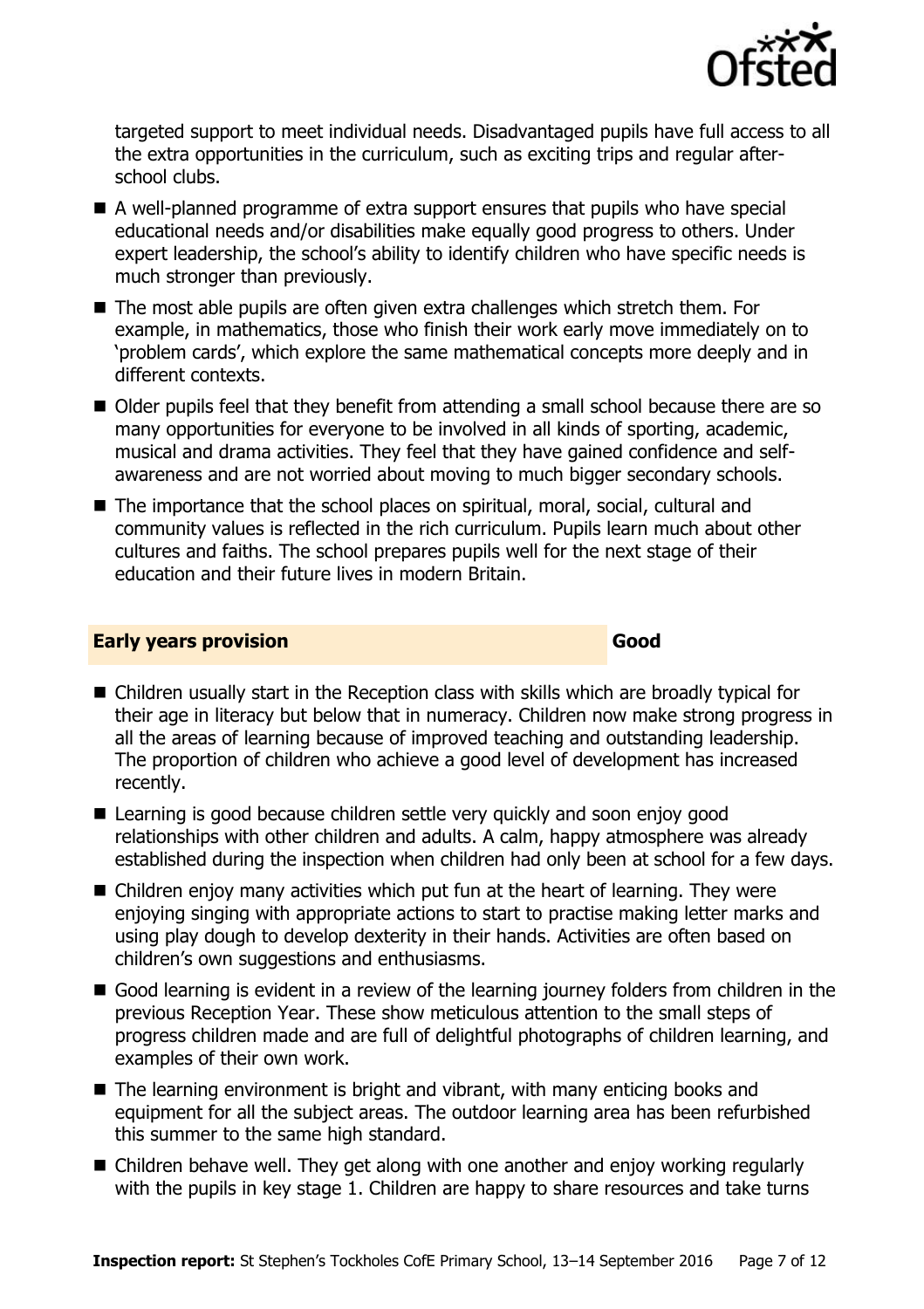targeted support to meet individual needs. Disadvantaged pupils have full access to all the extra opportunities in the curriculum, such as exciting trips and regular after-school clubs.

- A well-planned programme of extra support ensures that pupils who have special educational needs and/or disabilities make equally good progress to others. Under expert leadership, the school's ability to identify children who have specific needs is much stronger than previously.
- The most able pupils are often given extra challenges which stretch them. For example, in mathematics, those who finish their work early move immediately on to 'problem cards', which explore the same mathematical concepts more deeply and in different contexts.
- Older pupils feel that they benefit from attending a small school because there are so many opportunities for everyone to be involved in all kinds of sporting, academic, musical and drama activities. They feel that they have gained confidence and self-awareness and are not worried about moving to much bigger secondary schools.
- The importance that the school places on spiritual, moral, social, cultural and community values is reflected in the rich curriculum. Pupils learn much about other cultures and faiths. The school prepares pupils well for the next stage of their education and their future lives in modern Britain.

## Early years provision — Good

- Children usually start in the Reception class with skills which are broadly typical for their age in literacy but below that in numeracy. Children now make strong progress in all the areas of learning because of improved teaching and outstanding leadership. The proportion of children who achieve a good level of development has increased recently.
- Learning is good because children settle very quickly and soon enjoy good relationships with other children and adults. A calm, happy atmosphere was already established during the inspection when children had only been at school for a few days.
- Children enjoy many activities which put fun at the heart of learning. They were enjoying singing with appropriate actions to start to practise making letter marks and using play dough to develop dexterity in their hands. Activities are often based on children's own suggestions and enthusiasms.
- Good learning is evident in a review of the learning journey folders from children in the previous Reception Year. These show meticulous attention to the small steps of progress children made and are full of delightful photographs of children learning, and examples of their own work.
- The learning environment is bright and vibrant, with many enticing books and equipment for all the subject areas. The outdoor learning area has been refurbished this summer to the same high standard.
- Children behave well. They get along with one another and enjoy working regularly with the pupils in key stage 1. Children are happy to share resources and take turns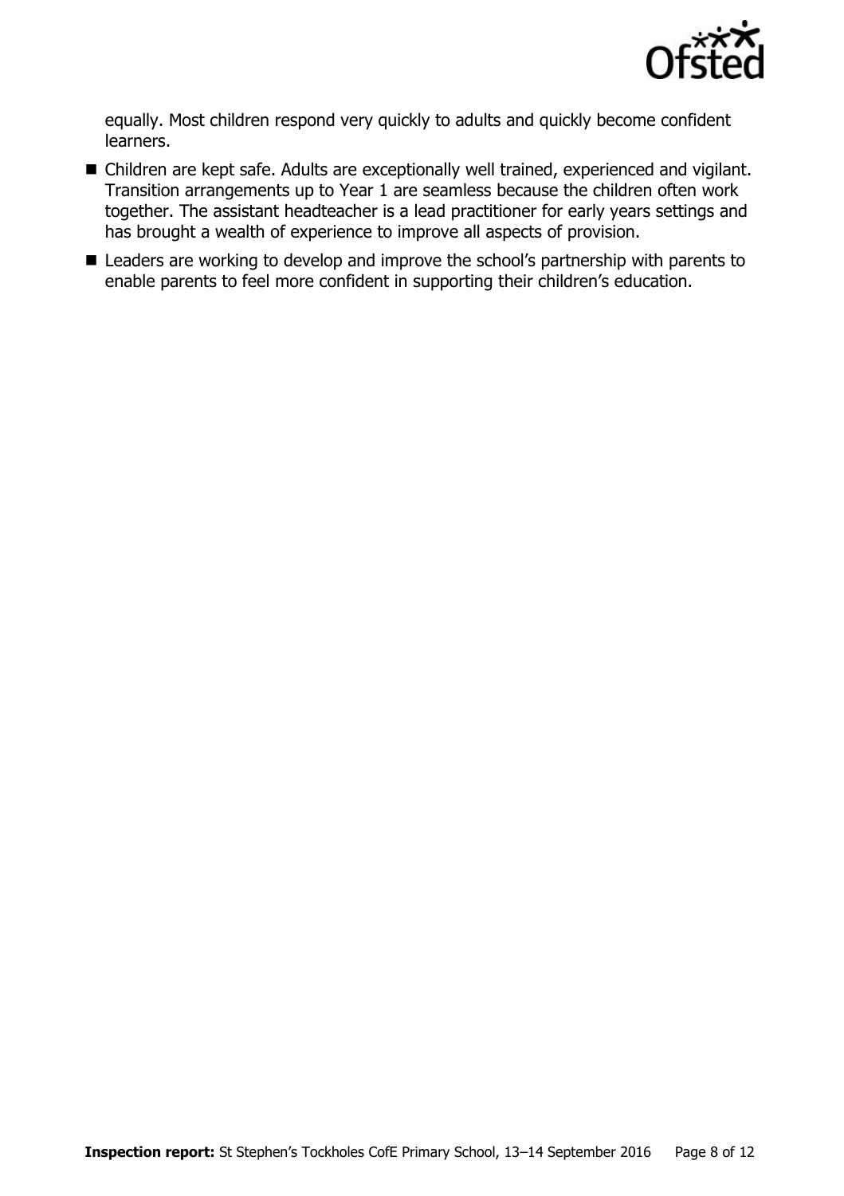equally. Most children respond very quickly to adults and quickly become confident learners.

- Children are kept safe. Adults are exceptionally well trained, experienced and vigilant. Transition arrangements up to Year 1 are seamless because the children often work together. The assistant headteacher is a lead practitioner for early years settings and has brought a wealth of experience to improve all aspects of provision.
- Leaders are working to develop and improve the school's partnership with parents to enable parents to feel more confident in supporting their children's education.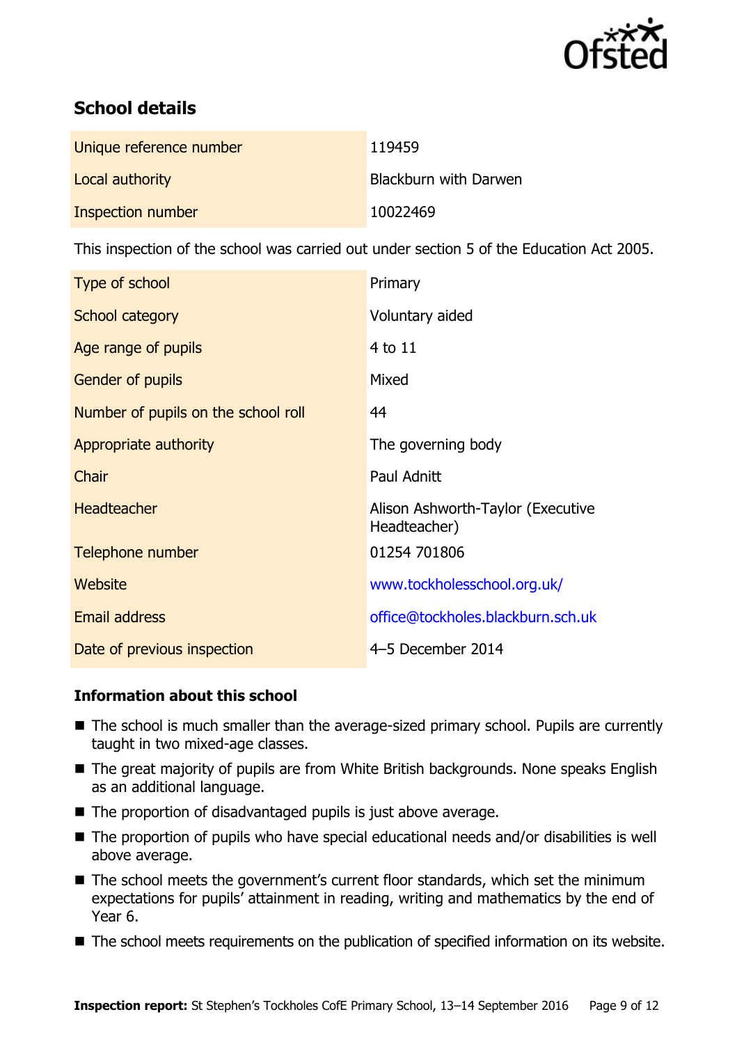## School details

| | |
|---|---|
| Unique reference number | 119459 |
| Local authority | Blackburn with Darwen |
| Inspection number | 10022469 |

This inspection of the school was carried out under section 5 of the Education Act 2005.

| | |
|---|---|
| Type of school | Primary |
| School category | Voluntary aided |
| Age range of pupils | 4 to 11 |
| Gender of pupils | Mixed |
| Number of pupils on the school roll | 44 |
| Appropriate authority | The governing body |
| Chair | Paul Adnitt |
| Headteacher | Alison Ashworth-Taylor (Executive Headteacher) |
| Telephone number | 01254 701806 |
| Website | www.tockholesschool.org.uk/ |
| Email address | office@tockholes.blackburn.sch.uk |
| Date of previous inspection | 4–5 December 2014 |

### Information about this school

- The school is much smaller than the average-sized primary school. Pupils are currently taught in two mixed-age classes.
- The great majority of pupils are from White British backgrounds. None speaks English as an additional language.
- The proportion of disadvantaged pupils is just above average.
- The proportion of pupils who have special educational needs and/or disabilities is well above average.
- The school meets the government's current floor standards, which set the minimum expectations for pupils' attainment in reading, writing and mathematics by the end of Year 6.
- The school meets requirements on the publication of specified information on its website.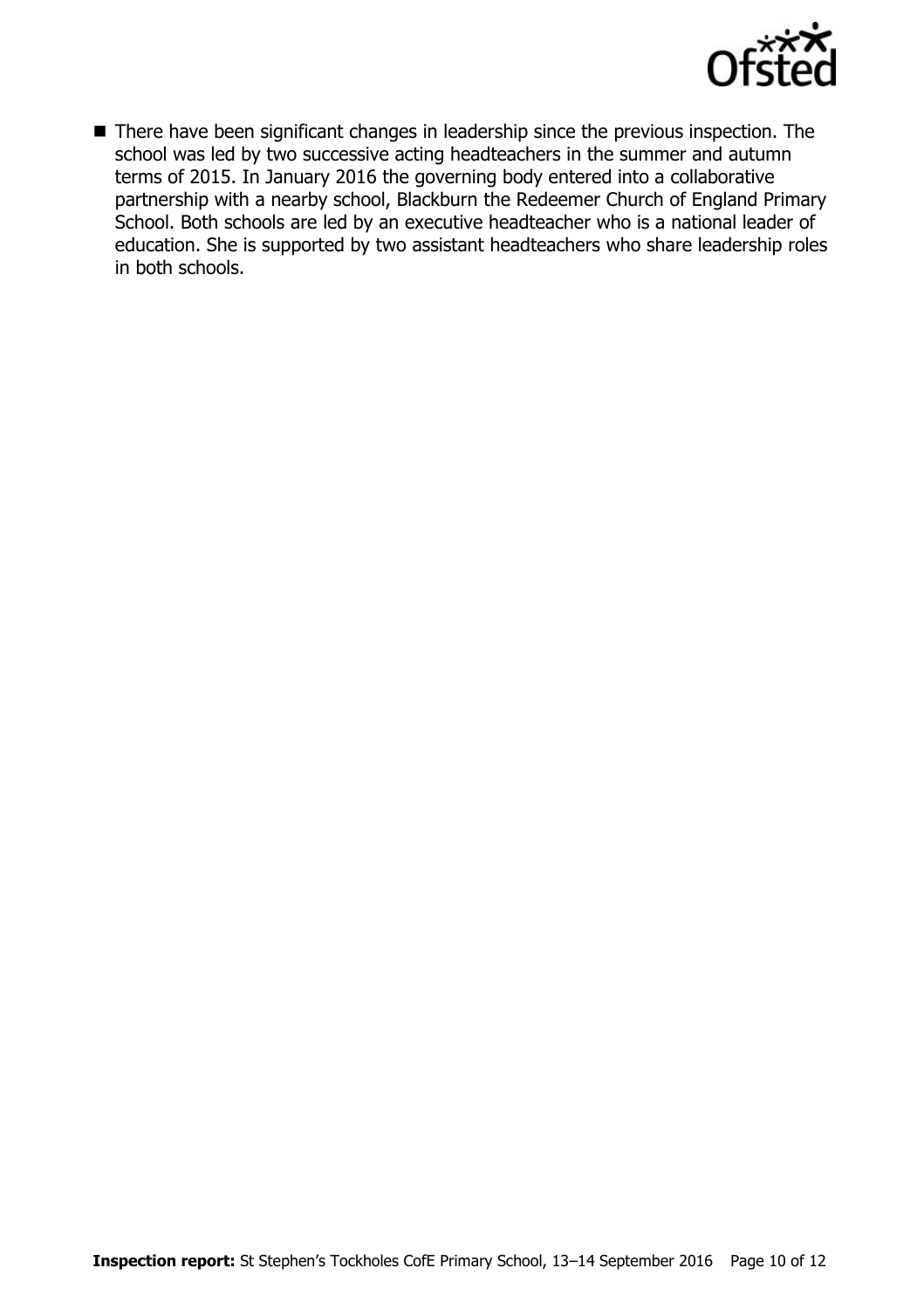- There have been significant changes in leadership since the previous inspection. The school was led by two successive acting headteachers in the summer and autumn terms of 2015. In January 2016 the governing body entered into a collaborative partnership with a nearby school, Blackburn the Redeemer Church of England Primary School. Both schools are led by an executive headteacher who is a national leader of education. She is supported by two assistant headteachers who share leadership roles in both schools.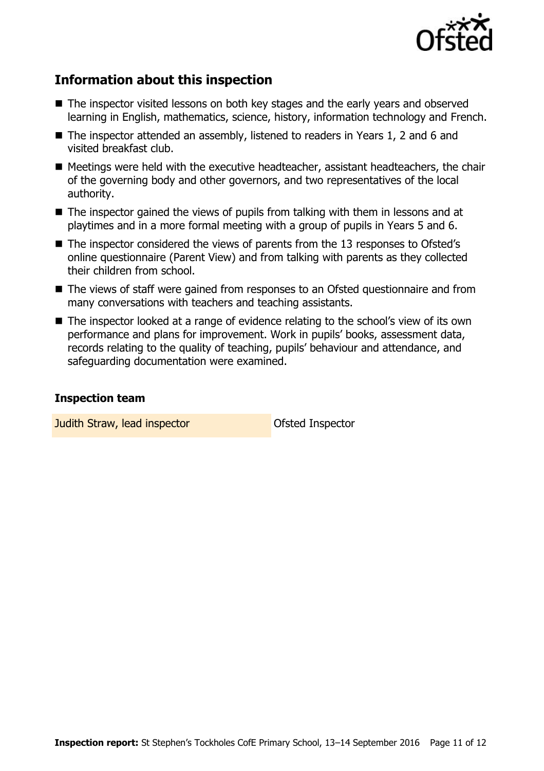## Information about this inspection

- The inspector visited lessons on both key stages and the early years and observed learning in English, mathematics, science, history, information technology and French.
- The inspector attended an assembly, listened to readers in Years 1, 2 and 6 and visited breakfast club.
- Meetings were held with the executive headteacher, assistant headteachers, the chair of the governing body and other governors, and two representatives of the local authority.
- The inspector gained the views of pupils from talking with them in lessons and at playtimes and in a more formal meeting with a group of pupils in Years 5 and 6.
- The inspector considered the views of parents from the 13 responses to Ofsted's online questionnaire (Parent View) and from talking with parents as they collected their children from school.
- The views of staff were gained from responses to an Ofsted questionnaire and from many conversations with teachers and teaching assistants.
- The inspector looked at a range of evidence relating to the school's view of its own performance and plans for improvement. Work in pupils' books, assessment data, records relating to the quality of teaching, pupils' behaviour and attendance, and safeguarding documentation were examined.

### Inspection team

| | |
|---|---|
| Judith Straw, lead inspector | Ofsted Inspector |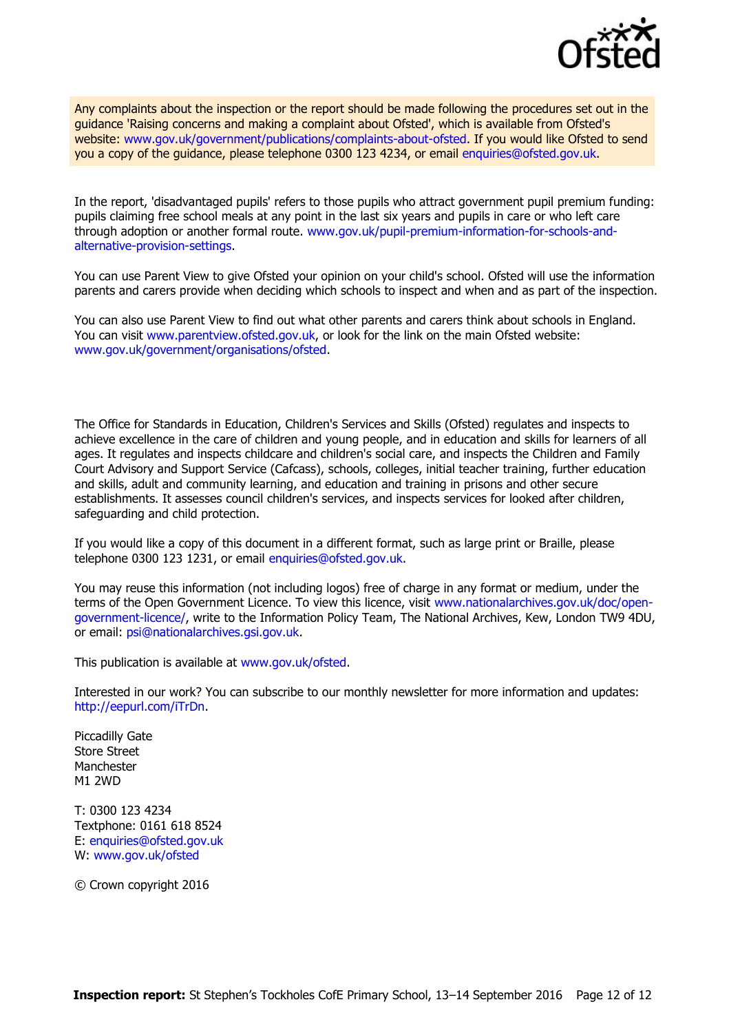Any complaints about the inspection or the report should be made following the procedures set out in the guidance 'Raising concerns and making a complaint about Ofsted', which is available from Ofsted's website: www.gov.uk/government/publications/complaints-about-ofsted. If you would like Ofsted to send you a copy of the guidance, please telephone 0300 123 4234, or email enquiries@ofsted.gov.uk.

In the report, 'disadvantaged pupils' refers to those pupils who attract government pupil premium funding: pupils claiming free school meals at any point in the last six years and pupils in care or who left care through adoption or another formal route. www.gov.uk/pupil-premium-information-for-schools-and-alternative-provision-settings.

You can use Parent View to give Ofsted your opinion on your child's school. Ofsted will use the information parents and carers provide when deciding which schools to inspect and when and as part of the inspection.

You can also use Parent View to find out what other parents and carers think about schools in England. You can visit www.parentview.ofsted.gov.uk, or look for the link on the main Ofsted website: www.gov.uk/government/organisations/ofsted.

The Office for Standards in Education, Children's Services and Skills (Ofsted) regulates and inspects to achieve excellence in the care of children and young people, and in education and skills for learners of all ages. It regulates and inspects childcare and children's social care, and inspects the Children and Family Court Advisory and Support Service (Cafcass), schools, colleges, initial teacher training, further education and skills, adult and community learning, and education and training in prisons and other secure establishments. It assesses council children's services, and inspects services for looked after children, safeguarding and child protection.

If you would like a copy of this document in a different format, such as large print or Braille, please telephone 0300 123 1231, or email enquiries@ofsted.gov.uk.

You may reuse this information (not including logos) free of charge in any format or medium, under the terms of the Open Government Licence. To view this licence, visit www.nationalarchives.gov.uk/doc/open-government-licence/, write to the Information Policy Team, The National Archives, Kew, London TW9 4DU, or email: psi@nationalarchives.gsi.gov.uk.

This publication is available at www.gov.uk/ofsted.

Interested in our work? You can subscribe to our monthly newsletter for more information and updates: http://eepurl.com/iTrDn.

Piccadilly Gate
Store Street
Manchester
M1 2WD

T: 0300 123 4234
Textphone: 0161 618 8524
E: enquiries@ofsted.gov.uk
W: www.gov.uk/ofsted

© Crown copyright 2016